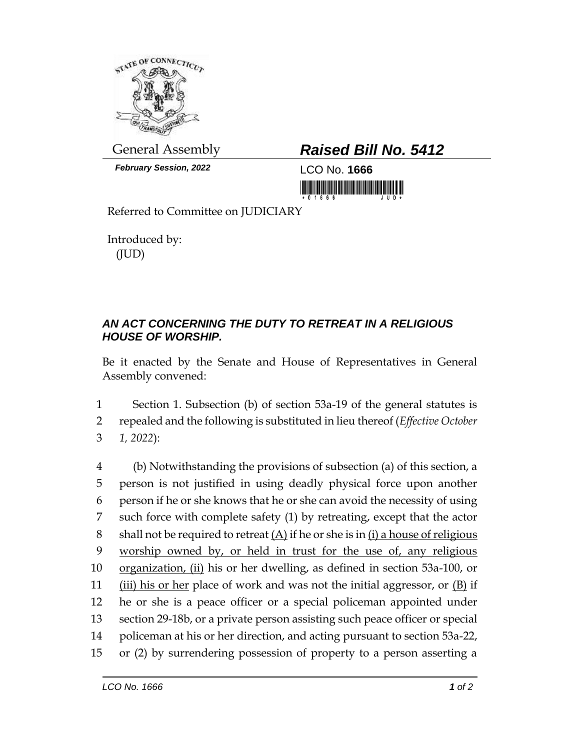General Assembly

***February Session, 2022***

# ***Raised Bill No. 5412***

LCO No. **1666**

Referred to Committee on JUDICIARY

Introduced by:
(JUD)

## ***AN ACT CONCERNING THE DUTY TO RETREAT IN A RELIGIOUS HOUSE OF WORSHIP.***

Be it enacted by the Senate and House of Representatives in General Assembly convened:

1 Section 1. Subsection (b) of section 53a-19 of the general statutes is
2 repealed and the following is substituted in lieu thereof (*Effective October*
3 *1, 2022*):

4 (b) Notwithstanding the provisions of subsection (a) of this section, a
5 person is not justified in using deadly physical force upon another
6 person if he or she knows that he or she can avoid the necessity of using
7 such force with complete safety (1) by retreating, except that the actor
8 shall not be required to retreat <u>(A)</u> if he or she is in <u>(i) a house of religious</u>
9 <u>worship owned by, or held in trust for the use of, any religious</u>
10 <u>organization, (ii)</u> his or her dwelling, as defined in section 53a-100, or
11 <u>(iii) his or her</u> place of work and was not the initial aggressor, or <u>(B)</u> if
12 he or she is a peace officer or a special policeman appointed under
13 section 29-18b, or a private person assisting such peace officer or special
14 policeman at his or her direction, and acting pursuant to section 53a-22,
15 or (2) by surrendering possession of property to a person asserting a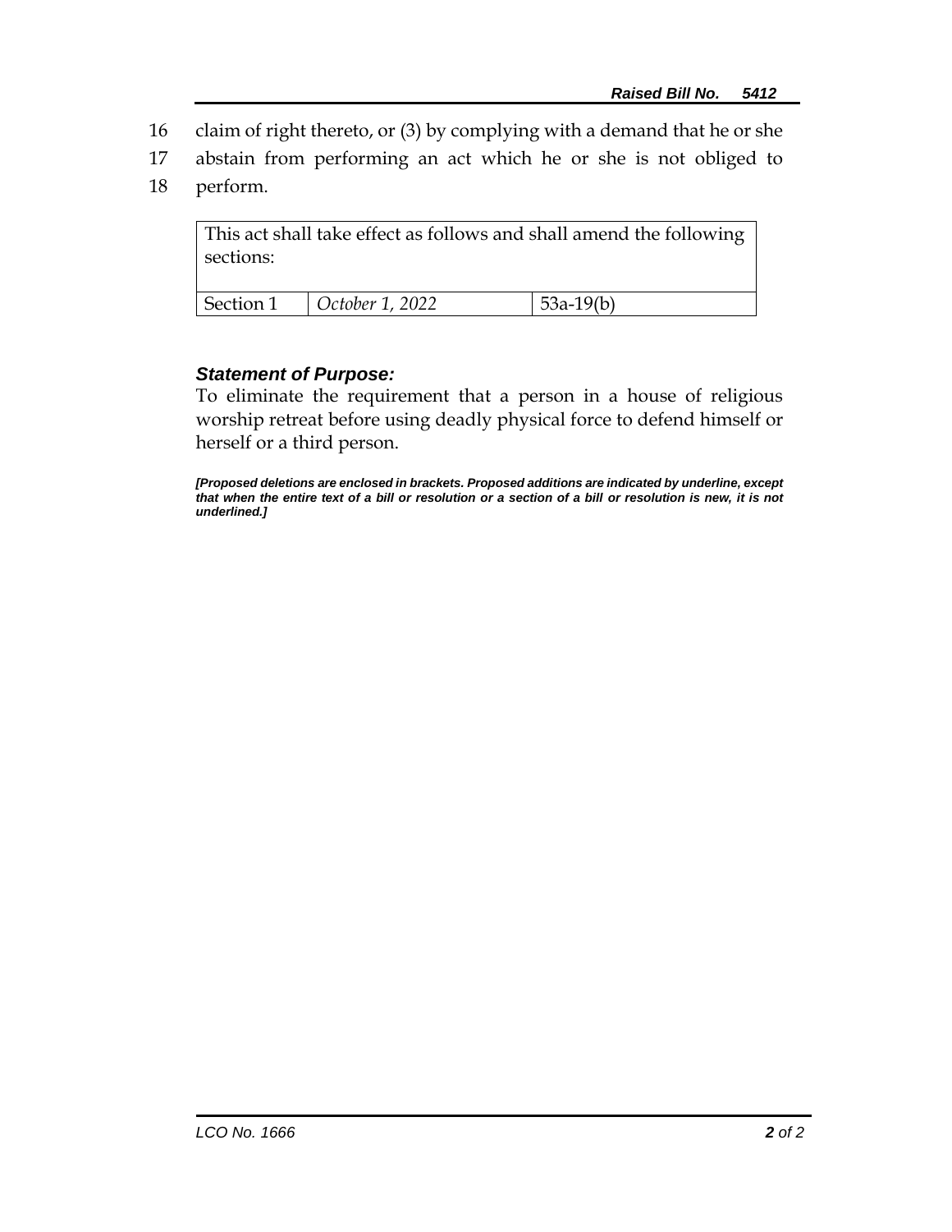16 claim of right thereto, or (3) by complying with a demand that he or she
17 abstain from performing an act which he or she is not obliged to
18 perform.

| This act shall take effect as follows and shall amend the following sections: | | |
|---|---|---|
| Section 1 | *October 1, 2022* | 53a-19(b) |

### *Statement of Purpose:*

To eliminate the requirement that a person in a house of religious worship retreat before using deadly physical force to defend himself or herself or a third person.

***[Proposed deletions are enclosed in brackets. Proposed additions are indicated by underline, except that when the entire text of a bill or resolution or a section of a bill or resolution is new, it is not underlined.]***